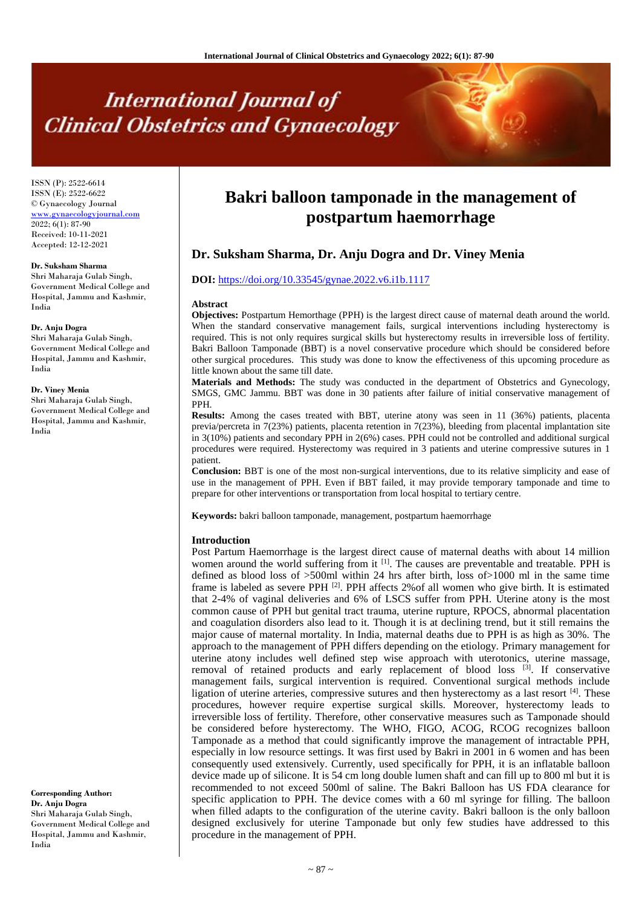# Bakri balloon tamponade in the management of postpartum haemorrhage

## Dr. Suksham Sharma, Dr. Anju Dogra and Dr. Viney Menia

**DOI:** https://doi.org/10.33545/gynae.2022.v6.i1b.1117

ISSN (P): 2522-6614
ISSN (E): 2522-6622
© Gynaecology Journal
www.gynaecologyjournal.com
2022; 6(1): 87-90
Received: 10-11-2021
Accepted: 12-12-2021

**Dr. Suksham Sharma**
Shri Maharaja Gulab Singh, Government Medical College and Hospital, Jammu and Kashmir, India

**Dr. Anju Dogra**
Shri Maharaja Gulab Singh, Government Medical College and Hospital, Jammu and Kashmir, India

**Dr. Viney Menia**
Shri Maharaja Gulab Singh, Government Medical College and Hospital, Jammu and Kashmir, India

**Corresponding Author:**
**Dr. Anju Dogra**
Shri Maharaja Gulab Singh, Government Medical College and Hospital, Jammu and Kashmir, India

### Abstract

**Objectives:** Postpartum Hemorthage (PPH) is the largest direct cause of maternal death around the world. When the standard conservative management fails, surgical interventions including hysterectomy is required. This is not only requires surgical skills but hysterectomy results in irreversible loss of fertility. Bakri Balloon Tamponade (BBT) is a novel conservative procedure which should be considered before other surgical procedures. This study was done to know the effectiveness of this upcoming procedure as little known about the same till date.

**Materials and Methods:** The study was conducted in the department of Obstetrics and Gynecology, SMGS, GMC Jammu. BBT was done in 30 patients after failure of initial conservative management of PPH.

**Results:** Among the cases treated with BBT, uterine atony was seen in 11 (36%) patients, placenta previa/percreta in 7(23%) patients, placenta retention in 7(23%), bleeding from placental implantation site in 3(10%) patients and secondary PPH in 2(6%) cases. PPH could not be controlled and additional surgical procedures were required. Hysterectomy was required in 3 patients and uterine compressive sutures in 1 patient.

**Conclusion:** BBT is one of the most non-surgical interventions, due to its relative simplicity and ease of use in the management of PPH. Even if BBT failed, it may provide temporary tamponade and time to prepare for other interventions or transportation from local hospital to tertiary centre.

**Keywords:** bakri balloon tamponade, management, postpartum haemorrhage

### Introduction

Post Partum Haemorrhage is the largest direct cause of maternal deaths with about 14 million women around the world suffering from it [1]. The causes are preventable and treatable. PPH is defined as blood loss of >500ml within 24 hrs after birth, loss of>1000 ml in the same time frame is labeled as severe PPH [2]. PPH affects 2%of all women who give birth. It is estimated that 2-4% of vaginal deliveries and 6% of LSCS suffer from PPH. Uterine atony is the most common cause of PPH but genital tract trauma, uterine rupture, RPOCS, abnormal placentation and coagulation disorders also lead to it. Though it is at declining trend, but it still remains the major cause of maternal mortality. In India, maternal deaths due to PPH is as high as 30%. The approach to the management of PPH differs depending on the etiology. Primary management for uterine atony includes well defined step wise approach with uterotonics, uterine massage, removal of retained products and early replacement of blood loss [3]. If conservative management fails, surgical intervention is required. Conventional surgical methods include ligation of uterine arteries, compressive sutures and then hysterectomy as a last resort [4]. These procedures, however require expertise surgical skills. Moreover, hysterectomy leads to irreversible loss of fertility. Therefore, other conservative measures such as Tamponade should be considered before hysterectomy. The WHO, FIGO, ACOG, RCOG recognizes balloon Tamponade as a method that could significantly improve the management of intractable PPH, especially in low resource settings. It was first used by Bakri in 2001 in 6 women and has been consequently used extensively. Currently, used specifically for PPH, it is an inflatable balloon device made up of silicone. It is 54 cm long double lumen shaft and can fill up to 800 ml but it is recommended to not exceed 500ml of saline. The Bakri Balloon has US FDA clearance for specific application to PPH. The device comes with a 60 ml syringe for filling. The balloon when filled adapts to the configuration of the uterine cavity. Bakri balloon is the only balloon designed exclusively for uterine Tamponade but only few studies have addressed to this procedure in the management of PPH.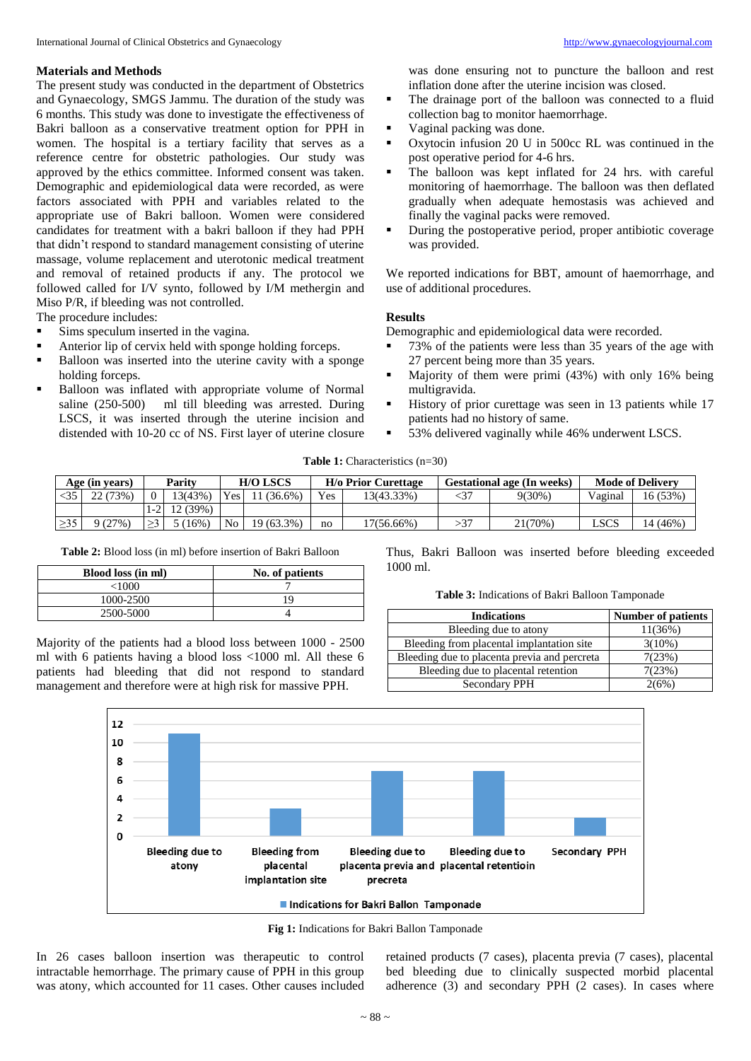## Materials and Methods

The present study was conducted in the department of Obstetrics and Gynaecology, SMGS Jammu. The duration of the study was 6 months. This study was done to investigate the effectiveness of Bakri balloon as a conservative treatment option for PPH in women. The hospital is a tertiary facility that serves as a reference centre for obstetric pathologies. Our study was approved by the ethics committee. Informed consent was taken. Demographic and epidemiological data were recorded, as were factors associated with PPH and variables related to the appropriate use of Bakri balloon. Women were considered candidates for treatment with a bakri balloon if they had PPH that didn't respond to standard management consisting of uterine massage, volume replacement and uterotonic medical treatment and removal of retained products if any. The protocol we followed called for I/V synto, followed by I/M methergin and Miso P/R, if bleeding was not controlled.

The procedure includes:

- Sims speculum inserted in the vagina.
- Anterior lip of cervix held with sponge holding forceps.
- Balloon was inserted into the uterine cavity with a sponge holding forceps.
- Balloon was inflated with appropriate volume of Normal saline (250-500) ml till bleeding was arrested. During LSCS, it was inserted through the uterine incision and distended with 10-20 cc of NS. First layer of uterine closure was done ensuring not to puncture the balloon and rest inflation done after the uterine incision was closed.
- The drainage port of the balloon was connected to a fluid collection bag to monitor haemorrhage.
- Vaginal packing was done.
- Oxytocin infusion 20 U in 500cc RL was continued in the post operative period for 4-6 hrs.
- The balloon was kept inflated for 24 hrs. with careful monitoring of haemorrhage. The balloon was then deflated gradually when adequate hemostasis was achieved and finally the vaginal packs were removed.
- During the postoperative period, proper antibiotic coverage was provided.

We reported indications for BBT, amount of haemorrhage, and use of additional procedures.

## Results

Demographic and epidemiological data were recorded.

- 73% of the patients were less than 35 years of the age with 27 percent being more than 35 years.
- Majority of them were primi (43%) with only 16% being multigravida.
- History of prior curettage was seen in 13 patients while 17 patients had no history of same.
- 53% delivered vaginally while 46% underwent LSCS.

**Table 1:** Characteristics (n=30)

| Age (in years) | | Parity | | H/O LSCS | | H/o Prior Curettage | | Gestational age (In weeks) | | Mode of Delivery | |
|---|---|---|---|---|---|---|---|---|---|---|---|
| <35 | 22 (73%) | 0 | 13(43%) | Yes | 11 (36.6%) | Yes | 13(43.33%) | <37 | 9(30%) | Vaginal | 16 (53%) |
| | | 1-2 | 12 (39%) | | | | | | | | |
| ≥35 | 9 (27%) | ≥3 | 5 (16%) | No | 19 (63.3%) | no | 17(56.66%) | >37 | 21(70%) | LSCS | 14 (46%) |

**Table 2:** Blood loss (in ml) before insertion of Bakri Balloon

| Blood loss (in ml) | No. of patients |
|---|---|
| <1000 | 7 |
| 1000-2500 | 19 |
| 2500-5000 | 4 |

Majority of the patients had a blood loss between 1000 - 2500 ml with 6 patients having a blood loss <1000 ml. All these 6 patients had bleeding that did not respond to standard management and therefore were at high risk for massive PPH. Thus, Bakri Balloon was inserted before bleeding exceeded 1000 ml.

**Table 3:** Indications of Bakri Balloon Tamponade

| Indications | Number of patients |
|---|---|
| Bleeding due to atony | 11(36%) |
| Bleeding from placental implantation site | 3(10%) |
| Bleeding due to placenta previa and percreta | 7(23%) |
| Bleeding due to placental retention | 7(23%) |
| Secondary PPH | 2(6%) |

**Fig 1:** Indications for Bakri Ballon Tamponade

In 26 cases balloon insertion was therapeutic to control intractable hemorrhage. The primary cause of PPH in this group was atony, which accounted for 11 cases. Other causes included retained products (7 cases), placenta previa (7 cases), placental bed bleeding due to clinically suspected morbid placental adherence (3) and secondary PPH (2 cases). In cases where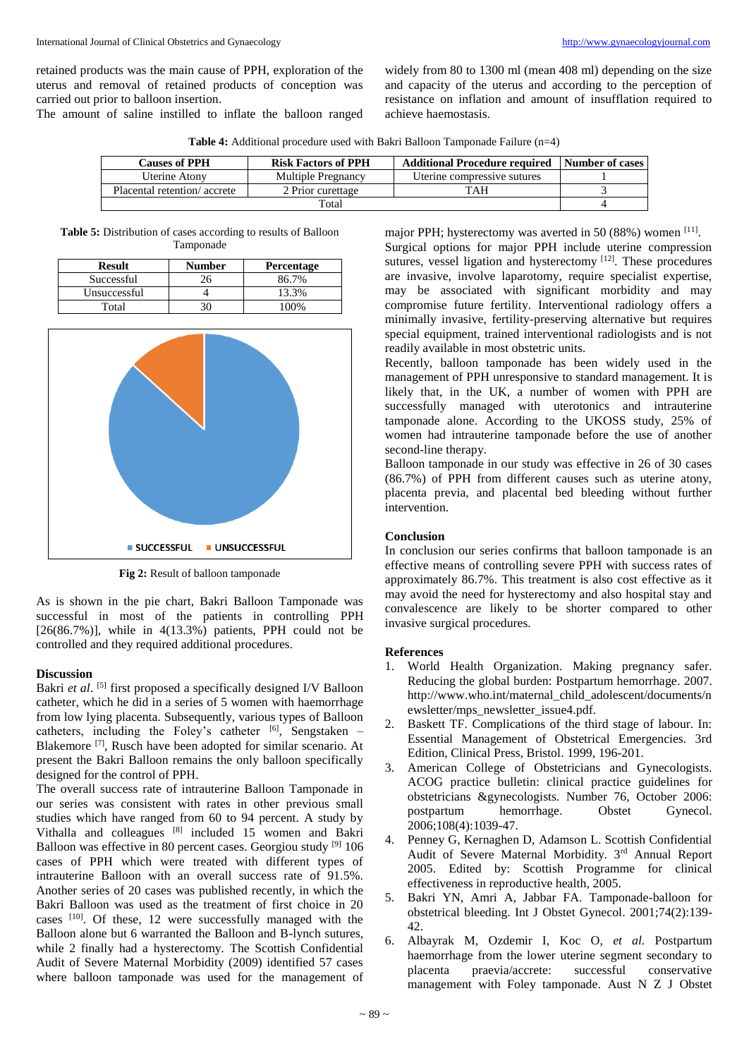retained products was the main cause of PPH, exploration of the uterus and removal of retained products of conception was carried out prior to balloon insertion.

The amount of saline instilled to inflate the balloon ranged widely from 80 to 1300 ml (mean 408 ml) depending on the size and capacity of the uterus and according to the perception of resistance on inflation and amount of insufflation required to achieve haemostasis.

**Table 4:** Additional procedure used with Bakri Balloon Tamponade Failure (n=4)

| Causes of PPH | Risk Factors of PPH | Additional Procedure required | Number of cases |
|---|---|---|---|
| Uterine Atony | Multiple Pregnancy | Uterine compressive sutures | 1 |
| Placental retention/ accrete | 2 Prior curettage | TAH | 3 |
| Total | | | 4 |

**Table 5:** Distribution of cases according to results of Balloon Tamponade

| Result | Number | Percentage |
|---|---|---|
| Successful | 26 | 86.7% |
| Unsuccessful | 4 | 13.3% |
| Total | 30 | 100% |

**Fig 2:** Result of balloon tamponade

As is shown in the pie chart, Bakri Balloon Tamponade was successful in most of the patients in controlling PPH [26(86.7%)], while in 4(13.3%) patients, PPH could not be controlled and they required additional procedures.

## Discussion

Bakri *et al*. [5] first proposed a specifically designed I/V Balloon catheter, which he did in a series of 5 women with haemorrhage from low lying placenta. Subsequently, various types of Balloon catheters, including the Foley's catheter [6], Sengstaken – Blakemore [7], Rusch have been adopted for similar scenario. At present the Bakri Balloon remains the only balloon specifically designed for the control of PPH.

The overall success rate of intrauterine Balloon Tamponade in our series was consistent with rates in other previous small studies which have ranged from 60 to 94 percent. A study by Vithalla and colleagues [8] included 15 women and Bakri Balloon was effective in 80 percent cases. Georgiou study [9] 106 cases of PPH which were treated with different types of intrauterine Balloon with an overall success rate of 91.5%. Another series of 20 cases was published recently, in which the Bakri Balloon was used as the treatment of first choice in 20 cases [10]. Of these, 12 were successfully managed with the Balloon alone but 6 warranted the Balloon and B-lynch sutures, while 2 finally had a hysterectomy. The Scottish Confidential Audit of Severe Maternal Morbidity (2009) identified 57 cases where balloon tamponade was used for the management of major PPH; hysterectomy was averted in 50 (88%) women [11].

Surgical options for major PPH include uterine compression sutures, vessel ligation and hysterectomy [12]. These procedures are invasive, involve laparotomy, require specialist expertise, may be associated with significant morbidity and may compromise future fertility. Interventional radiology offers a minimally invasive, fertility-preserving alternative but requires special equipment, trained interventional radiologists and is not readily available in most obstetric units.

Recently, balloon tamponade has been widely used in the management of PPH unresponsive to standard management. It is likely that, in the UK, a number of women with PPH are successfully managed with uterotonics and intrauterine tamponade alone. According to the UKOSS study, 25% of women had intrauterine tamponade before the use of another second-line therapy.

Balloon tamponade in our study was effective in 26 of 30 cases (86.7%) of PPH from different causes such as uterine atony, placenta previa, and placental bed bleeding without further intervention.

## Conclusion

In conclusion our series confirms that balloon tamponade is an effective means of controlling severe PPH with success rates of approximately 86.7%. This treatment is also cost effective as it may avoid the need for hysterectomy and also hospital stay and convalescence are likely to be shorter compared to other invasive surgical procedures.

## References

1. World Health Organization. Making pregnancy safer. Reducing the global burden: Postpartum hemorrhage. 2007. http://www.who.int/maternal_child_adolescent/documents/newsletter/mps_newsletter_issue4.pdf.
2. Baskett TF. Complications of the third stage of labour. In: Essential Management of Obstetrical Emergencies. 3rd Edition, Clinical Press, Bristol. 1999, 196-201.
3. American College of Obstetricians and Gynecologists. ACOG practice bulletin: clinical practice guidelines for obstetricians &gynecologists. Number 76, October 2006: postpartum hemorrhage. Obstet Gynecol. 2006;108(4):1039-47.
4. Penney G, Kernaghen D, Adamson L. Scottish Confidential Audit of Severe Maternal Morbidity. 3rd Annual Report 2005. Edited by: Scottish Programme for clinical effectiveness in reproductive health, 2005.
5. Bakri YN, Amri A, Jabbar FA. Tamponade-balloon for obstetrical bleeding. Int J Obstet Gynecol. 2001;74(2):139-42.
6. Albayrak M, Ozdemir I, Koc O, *et al.* Postpartum haemorrhage from the lower uterine segment secondary to placenta praevia/accrete: successful conservative management with Foley tamponade. Aust N Z J Obstet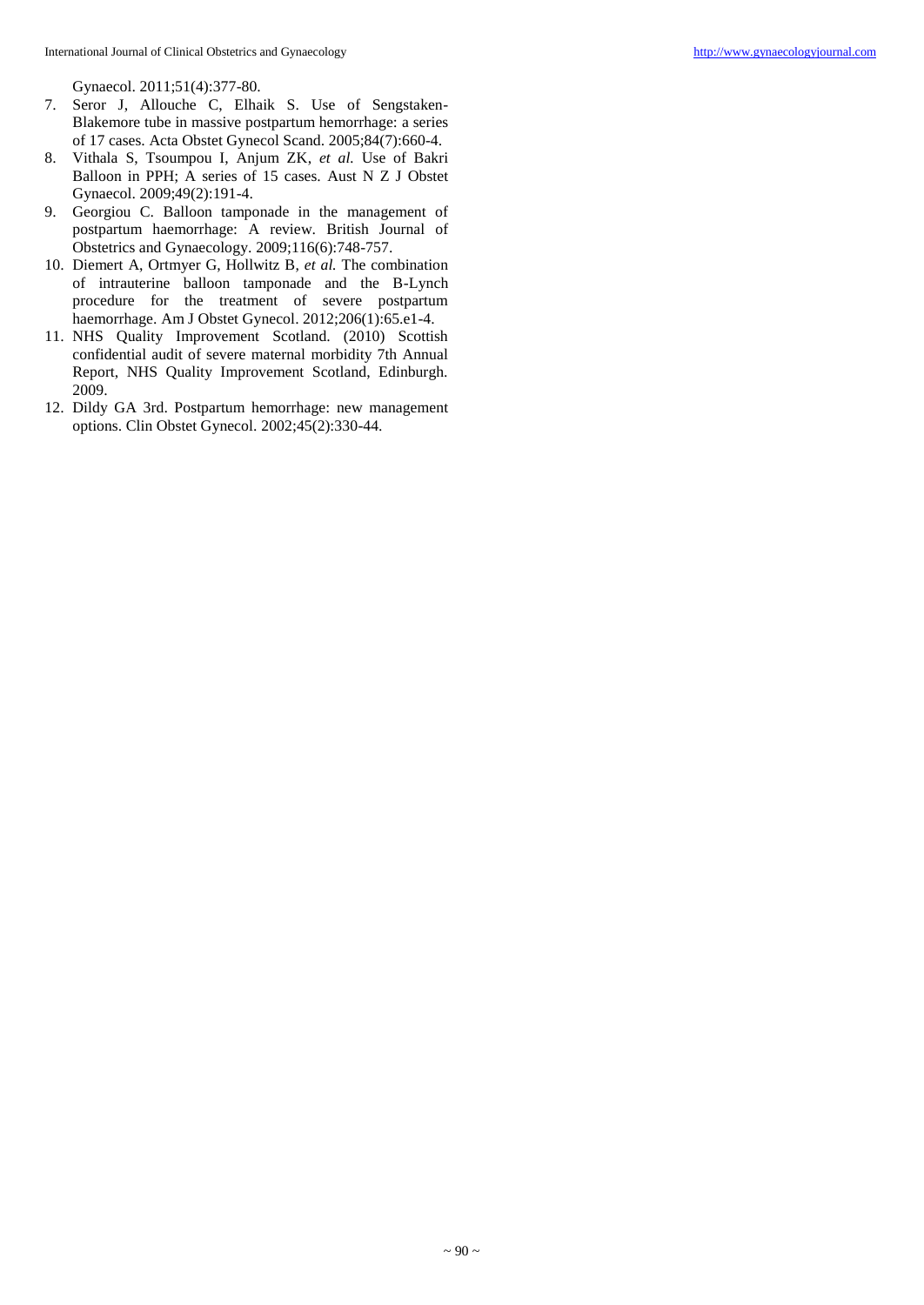Gynaecol. 2011;51(4):377-80.

7. Seror J, Allouche C, Elhaik S. Use of Sengstaken-Blakemore tube in massive postpartum hemorrhage: a series of 17 cases. Acta Obstet Gynecol Scand. 2005;84(7):660-4.
8. Vithala S, Tsoumpou I, Anjum ZK, *et al.* Use of Bakri Balloon in PPH; A series of 15 cases. Aust N Z J Obstet Gynaecol. 2009;49(2):191-4.
9. Georgiou C. Balloon tamponade in the management of postpartum haemorrhage: A review. British Journal of Obstetrics and Gynaecology. 2009;116(6):748-757.
10. Diemert A, Ortmyer G, Hollwitz B, *et al.* The combination of intrauterine balloon tamponade and the B-Lynch procedure for the treatment of severe postpartum haemorrhage. Am J Obstet Gynecol. 2012;206(1):65.e1-4.
11. NHS Quality Improvement Scotland. (2010) Scottish confidential audit of severe maternal morbidity 7th Annual Report, NHS Quality Improvement Scotland, Edinburgh. 2009.
12. Dildy GA 3rd. Postpartum hemorrhage: new management options. Clin Obstet Gynecol. 2002;45(2):330-44.